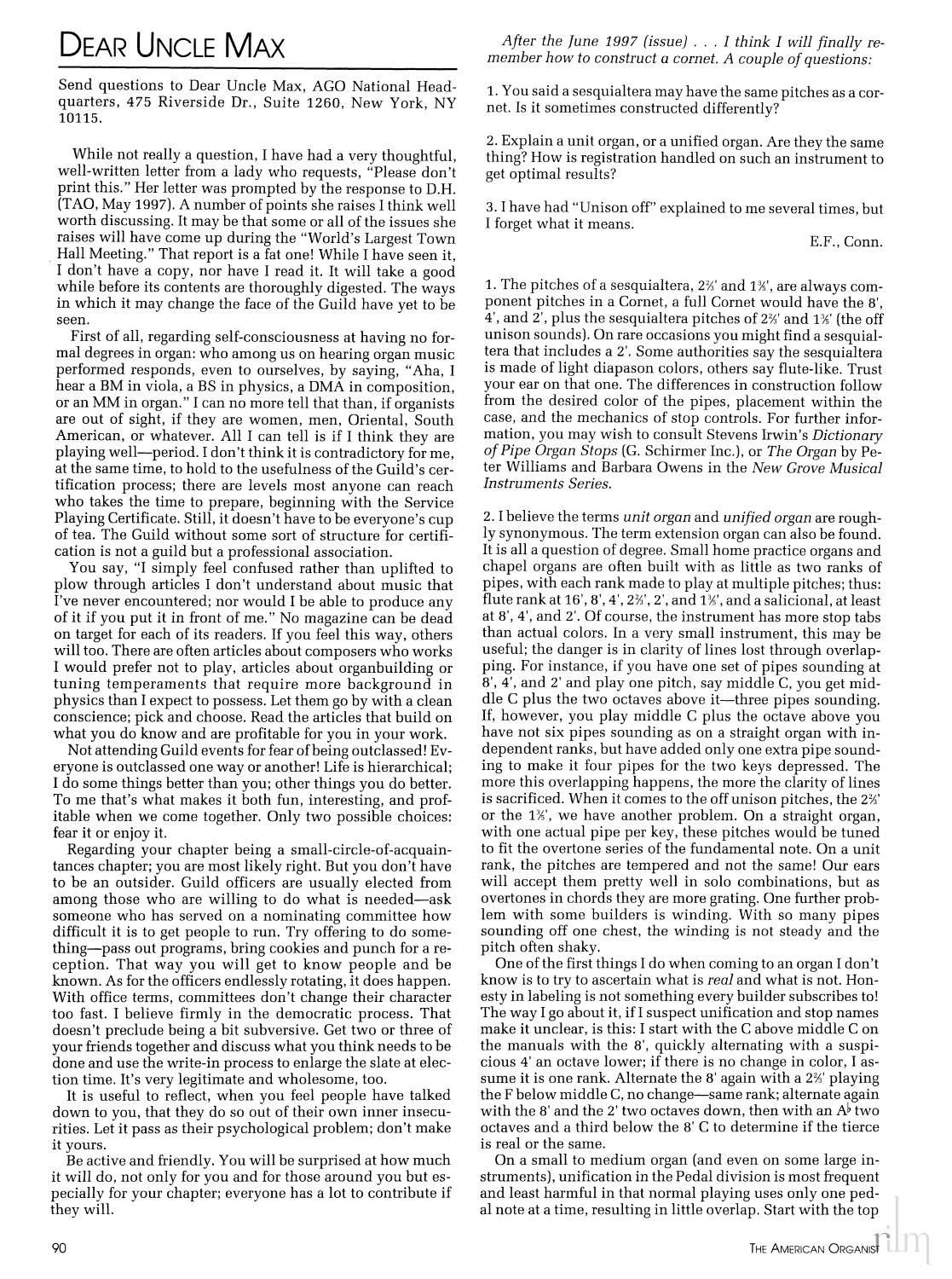# Dear Uncle Max

Send questions to Dear Uncle Max, AGO National Headquarters, 475 Riverside Dr., Suite 1260, New York, NY 10115.

While not really a question, I have had a very thoughtful, well-written letter from a lady who requests, "Please don't print this." Her letter was prompted by the response to D.H. (TAO, May 1997). A number of points she raises I think well worth discussing. It may be that some or all of the issues she raises will have come up during the "World's Largest Town Hall Meeting." That report is a fat one! While I have seen it, I don't have a copy, nor have I read it. It will take a good while before its contents are thoroughly digested. The ways in which it may change the face of the Guild have yet to be seen.

First of all, regarding self-consciousness at having no formal degrees in organ: who among us on hearing organ music performed responds, even to ourselves, by saying, "Aha, I hear a BM in viola, a BS in physics, a DMA in composition, or an MM in organ." I can no more tell that than, if organists are out of sight, if they are women, men, Oriental, South American, or whatever. All I can tell is if I think they are playing well—period. I don't think it is contradictory for me, at the same time, to hold to the usefulness of the Guild's certification process; there are levels most anyone can reach who takes the time to prepare, beginning with the Service Playing Certificate. Still, it doesn't have to be everyone's cup of tea. The Guild without some sort of structure for certification is not a guild but a professional association.

You say, "I simply feel confused rather than uplifted to plow through articles I don't understand about music that I've never encountered; nor would I be able to produce any of it if you put it in front of me." No magazine can be dead on target for each of its readers. If you feel this way, others will too. There are often articles about composers who works I would prefer not to play, articles about organbuilding or tuning temperaments that require more background in physics than I expect to possess. Let them go by with a clean conscience; pick and choose. Read the articles that build on what you do know and are profitable for you in your work.

Not attending Guild events for fear of being outclassed! Everyone is outclassed one way or another! Life is hierarchical; I do some things better than you; other things you do better. To me that's what makes it both fun, interesting, and profitable when we come together. Only two possible choices: fear it or enjoy it.

Regarding your chapter being a small-circle-of-acquaintances chapter; you are most likely right. But you don't have to be an outsider. Guild officers are usually elected from among those who are willing to do what is needed—ask someone who has served on a nominating committee how difficult it is to get people to run. Try offering to do something—pass out programs, bring cookies and punch for a reception. That way you will get to know people and be known. As for the officers endlessly rotating, it does happen. With office terms, committees don't change their character too fast. I believe firmly in the democratic process. That doesn't preclude being a bit subversive. Get two or three of your friends together and discuss what you think needs to be done and use the write-in process to enlarge the slate at election time. It's very legitimate and wholesome, too.

It is useful to reflect, when you feel people have talked down to you, that they do so out of their own inner insecurities. Let it pass as their psychological problem; don't make it yours.

Be active and friendly. You will be surprised at how much it will do, not only for you and for those around you but especially for your chapter; everyone has a lot to contribute if they will.

*After the June 1997 (issue) . . . I think I will finally remember how to construct a cornet. A couple of questions:*

1. You said a sesquialtera may have the same pitches as a cornet. Is it sometimes constructed differently?

2. Explain a unit organ, or a unified organ. Are they the same thing? How is registration handled on such an instrument to get optimal results?

3. I have had "Unison off" explained to me several times, but I forget what it means.

E.F., Conn.

1. The pitches of a sesquialtera, 2⅔' and 1⅗', are always component pitches in a Cornet, a full Cornet would have the 8', 4', and 2', plus the sesquialtera pitches of 2⅔' and 1⅗' (the off unison sounds). On rare occasions you might find a sesquialtera that includes a 2'. Some authorities say the sesquialtera is made of light diapason colors, others say flute-like. Trust your ear on that one. The differences in construction follow from the desired color of the pipes, placement within the case, and the mechanics of stop controls. For further information, you may wish to consult Stevens Irwin's *Dictionary of Pipe Organ Stops* (G. Schirmer Inc.), or *The Organ* by Peter Williams and Barbara Owens in the *New Grove Musical Instruments Series*.

2. I believe the terms *unit organ* and *unified organ* are roughly synonymous. The term extension organ can also be found. It is all a question of degree. Small home practice organs and chapel organs are often built with as little as two ranks of pipes, with each rank made to play at multiple pitches; thus: flute rank at 16', 8', 4', 2⅔', 2', and 1⅗', and a salicional, at least at 8', 4', and 2'. Of course, the instrument has more stop tabs than actual colors. In a very small instrument, this may be useful; the danger is in clarity of lines lost through overlapping. For instance, if you have one set of pipes sounding at 8', 4', and 2' and play one pitch, say middle C, you get middle C plus the two octaves above it—three pipes sounding. If, however, you play middle C plus the octave above you have not six pipes sounding as on a straight organ with independent ranks, but have added only one extra pipe sounding to make it four pipes for the two keys depressed. The more this overlapping happens, the more the clarity of lines is sacrificed. When it comes to the off unison pitches, the 2⅔' or the 1⅗', we have another problem. On a straight organ, with one actual pipe per key, these pitches would be tuned to fit the overtone series of the fundamental note. On a unit rank, the pitches are tempered and not the same! Our ears will accept them pretty well in solo combinations, but as overtones in chords they are more grating. One further problem with some builders is winding. With so many pipes sounding off one chest, the winding is not steady and the pitch often shaky.

One of the first things I do when coming to an organ I don't know is to try to ascertain what is *real* and what is not. Honesty in labeling is not something every builder subscribes to! The way I go about it, if I suspect unification and stop names make it unclear, is this: I start with the C above middle C on the manuals with the 8', quickly alternating with a suspicious 4' an octave lower; if there is no change in color, I assume it is one rank. Alternate the 8' again with a 2⅔' playing the F below middle C, no change—same rank; alternate again with the 8' and the 2' two octaves down, then with an A♭ two octaves and a third below the 8' C to determine if the tierce is real or the same.

On a small to medium organ (and even on some large instruments), unification in the Pedal division is most frequent and least harmful in that normal playing uses only one pedal note at a time, resulting in little overlap. Start with the top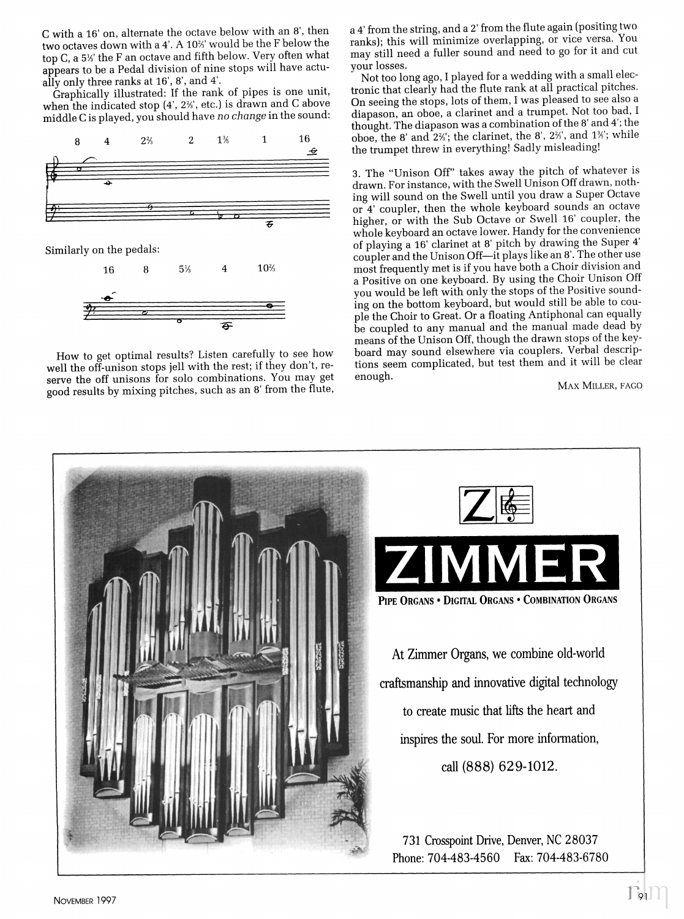C with a 16' on, alternate the octave below with an 8', then two octaves down with a 4'. A 10⅔' would be the F below the top C, a 5⅓' the F an octave and fifth below. Very often what appears to be a Pedal division of nine stops will have actually only three ranks at 16', 8', and 4'.

Graphically illustrated: If the rank of pipes is one unit, when the indicated stop (4', 2⅔', etc.) is drawn and C above middle C is played, you should have *no change* in the sound:

8 4 2⅔ 2 1⅗ 1 16

Similarly on the pedals:

16 8 5⅓ 4 10⅔

How to get optimal results? Listen carefully to see how well the off-unison stops jell with the rest; if they don't, reserve the off unisons for solo combinations. You may get good results by mixing pitches, such as an 8' from the flute, a 4' from the string, and a 2' from the flute again (positing two ranks); this will minimize overlapping, or vice versa. You may still need a fuller sound and need to go for it and cut your losses.

Not too long ago, I played for a wedding with a small electronic that clearly had the flute rank at all practical pitches. On seeing the stops, lots of them, I was pleased to see also a diapason, an oboe, a clarinet and a trumpet. Not too bad, I thought. The diapason was a combination of the 8' and 4'; the oboe, the 8' and 2⅔'; the clarinet, the 8', 2⅔', and 1⅗'; while the trumpet threw in everything! Sadly misleading!

3. The "Unison Off" takes away the pitch of whatever is drawn. For instance, with the Swell Unison Off drawn, nothing will sound on the Swell until you draw a Super Octave or 4' coupler, then the whole keyboard sounds an octave higher, or with the Sub Octave or Swell 16' coupler, the whole keyboard an octave lower. Handy for the convenience of playing a 16' clarinet at 8' pitch by drawing the Super 4' coupler and the Unison Off—it plays like an 8'. The other use most frequently met is if you have both a Choir division and a Positive on one keyboard. By using the Choir Unison Off you would be left with only the stops of the Positive sounding on the bottom keyboard, but would still be able to couple the Choir to Great. Or a floating Antiphonal can equally be coupled to any manual and the manual made dead by means of the Unison Off, though the drawn stops of the keyboard may sound elsewhere via couplers. Verbal descriptions seem complicated, but test them and it will be clear enough.

MAX MILLER, FAGO

ZIMMER

PIPE ORGANS • DIGITAL ORGANS • COMBINATION ORGANS

At Zimmer Organs, we combine old-world craftsmanship and innovative digital technology to create music that lifts the heart and inspires the soul. For more information, call (888) 629-1012.

731 Crosspoint Drive, Denver, NC 28037
Phone: 704-483-4560 Fax: 704-483-6780